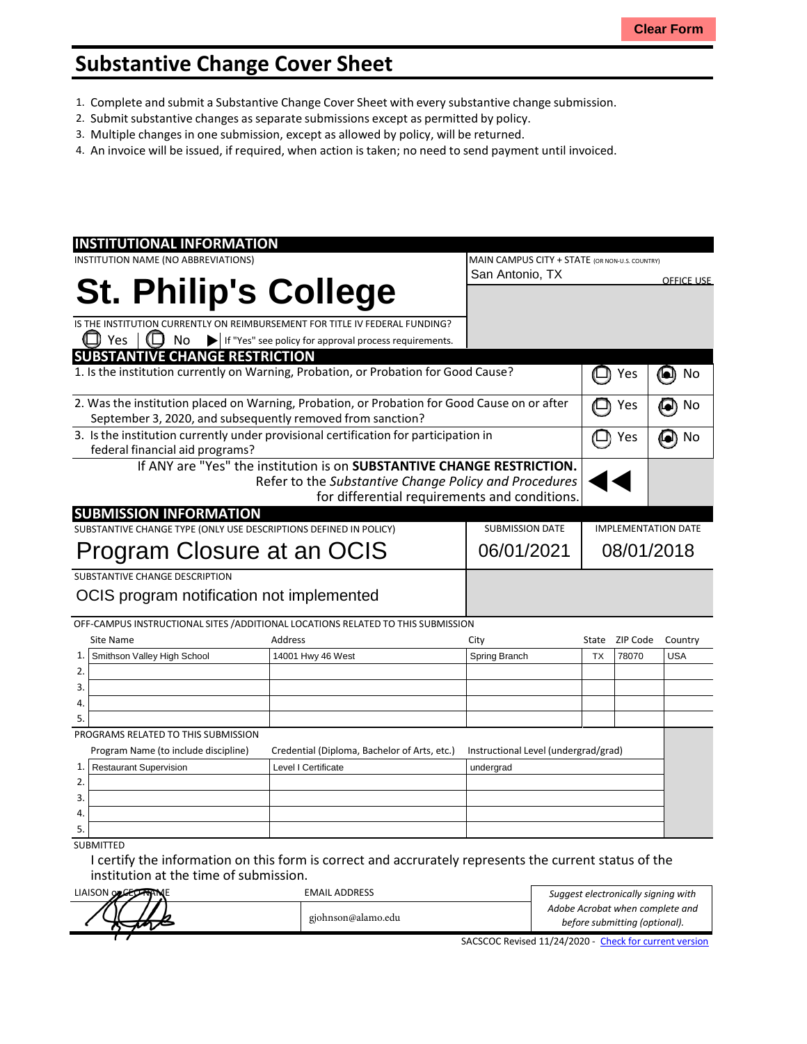# Substantive Change Cover Sheet

1. Complete and submit a Substantive Change Cover Sheet with every substantive change submission.
2. Submit substantive changes as separate submissions except as permitted by policy.
3. Multiple changes in one submission, except as allowed by policy, will be returned.
4. An invoice will be issued, if required, when action is taken; no need to send payment until invoiced.

## INSTITUTIONAL INFORMATION

INSTITUTION NAME (NO ABBREVIATIONS): **St. Philip's College**

MAIN CAMPUS CITY + STATE (OR NON-U.S. COUNTRY): San Antonio, TX

OFFICE USE

IS THE INSTITUTION CURRENTLY ON REIMBURSEMENT FOR TITLE IV FEDERAL FUNDING?
☐ Yes | ☐ No ▶ If "Yes" see policy for approval process requirements.

## SUBSTANTIVE CHANGE RESTRICTION

| Question | Yes | No |
|---|---|---|
| 1. Is the institution currently on Warning, Probation, or Probation for Good Cause? | ☐ | ☒ |
| 2. Was the institution placed on Warning, Probation, or Probation for Good Cause on or after September 3, 2020, and subsequently removed from sanction? | ☐ | ☒ |
| 3. Is the institution currently under provisional certification for participation in federal financial aid programs? | ☐ | ☒ |

If ANY are "Yes" the institution is on **SUBSTANTIVE CHANGE RESTRICTION.** Refer to the *Substantive Change Policy and Procedures* for differential requirements and conditions. ◀◀

## SUBMISSION INFORMATION

| SUBSTANTIVE CHANGE TYPE (ONLY USE DESCRIPTIONS DEFINED IN POLICY) | SUBMISSION DATE | IMPLEMENTATION DATE |
|---|---|---|
| Program Closure at an OCIS | 06/01/2021 | 08/01/2018 |

SUBSTANTIVE CHANGE DESCRIPTION

OCIS program notification not implemented

OFF-CAMPUS INSTRUCTIONAL SITES /ADDITIONAL LOCATIONS RELATED TO THIS SUBMISSION

| | Site Name | Address | City | State | ZIP Code | Country |
|---|---|---|---|---|---|---|
| 1. | Smithson Valley High School | 14001 Hwy 46 West | Spring Branch | TX | 78070 | USA |
| 2. | | | | | | |
| 3. | | | | | | |
| 4. | | | | | | |
| 5. | | | | | | |

PROGRAMS RELATED TO THIS SUBMISSION

| | Program Name (to include discipline) | Credential (Diploma, Bachelor of Arts, etc.) | Instructional Level (undergrad/grad) |
|---|---|---|---|
| 1. | Restaurant Supervision | Level I Certificate | undergrad |
| 2. | | | |
| 3. | | | |
| 4. | | | |
| 5. | | | |

SUBMITTED

I certify the information on this form is correct and accrurately represents the current status of the institution at the time of submission.

| LIAISON or CEO NAME | EMAIL ADDRESS | |
|---|---|---|
| [signature] | gjohnson@alamo.edu | *Suggest electronically signing with Adobe Acrobat when complete and before submitting (optional).* |

SACSCOC Revised 11/24/2020 - Check for current version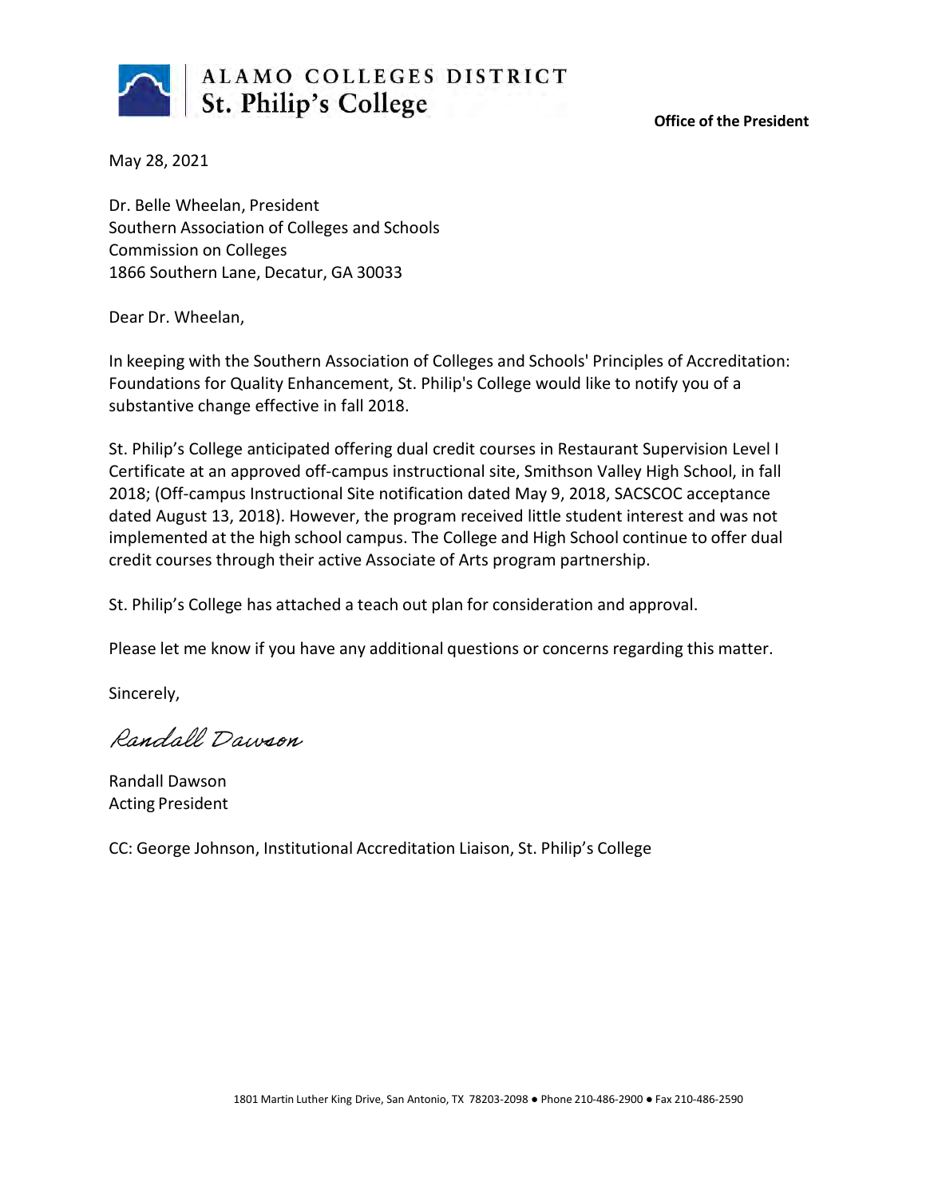ALAMO COLLEGES DISTRICT
St. Philip's College

**Office of the President**

May 28, 2021

Dr. Belle Wheelan, President
Southern Association of Colleges and Schools
Commission on Colleges
1866 Southern Lane, Decatur, GA 30033

Dear Dr. Wheelan,

In keeping with the Southern Association of Colleges and Schools' Principles of Accreditation: Foundations for Quality Enhancement, St. Philip's College would like to notify you of a substantive change effective in fall 2018.

St. Philip's College anticipated offering dual credit courses in Restaurant Supervision Level I Certificate at an approved off-campus instructional site, Smithson Valley High School, in fall 2018; (Off-campus Instructional Site notification dated May 9, 2018, SACSCOC acceptance dated August 13, 2018). However, the program received little student interest and was not implemented at the high school campus. The College and High School continue to offer dual credit courses through their active Associate of Arts program partnership.

St. Philip's College has attached a teach out plan for consideration and approval.

Please let me know if you have any additional questions or concerns regarding this matter.

Sincerely,

*Randall Dawson*

Randall Dawson
Acting President

CC: George Johnson, Institutional Accreditation Liaison, St. Philip's College

1801 Martin Luther King Drive, San Antonio, TX 78203-2098 ● Phone 210-486-2900 ● Fax 210-486-2590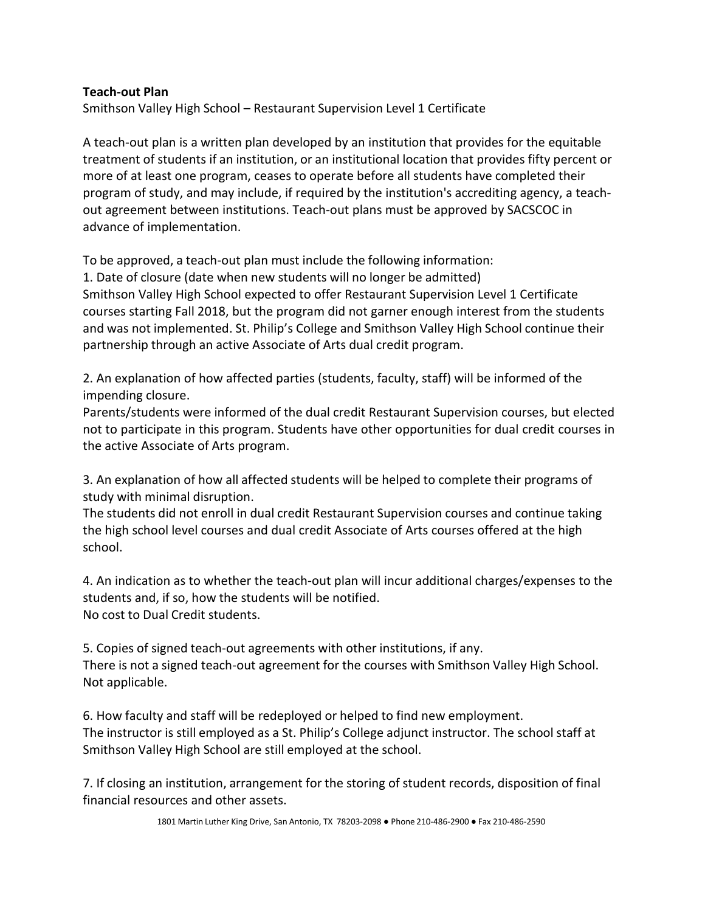**Teach-out Plan**

Smithson Valley High School – Restaurant Supervision Level 1 Certificate

A teach-out plan is a written plan developed by an institution that provides for the equitable treatment of students if an institution, or an institutional location that provides fifty percent or more of at least one program, ceases to operate before all students have completed their program of study, and may include, if required by the institution's accrediting agency, a teach-out agreement between institutions. Teach-out plans must be approved by SACSCOC in advance of implementation.

To be approved, a teach-out plan must include the following information:

1. Date of closure (date when new students will no longer be admitted)

Smithson Valley High School expected to offer Restaurant Supervision Level 1 Certificate courses starting Fall 2018, but the program did not garner enough interest from the students and was not implemented. St. Philip's College and Smithson Valley High School continue their partnership through an active Associate of Arts dual credit program.

2. An explanation of how affected parties (students, faculty, staff) will be informed of the impending closure.

Parents/students were informed of the dual credit Restaurant Supervision courses, but elected not to participate in this program. Students have other opportunities for dual credit courses in the active Associate of Arts program.

3. An explanation of how all affected students will be helped to complete their programs of study with minimal disruption.

The students did not enroll in dual credit Restaurant Supervision courses and continue taking the high school level courses and dual credit Associate of Arts courses offered at the high school.

4. An indication as to whether the teach-out plan will incur additional charges/expenses to the students and, if so, how the students will be notified.

No cost to Dual Credit students.

5. Copies of signed teach-out agreements with other institutions, if any.

There is not a signed teach-out agreement for the courses with Smithson Valley High School. Not applicable.

6. How faculty and staff will be redeployed or helped to find new employment.

The instructor is still employed as a St. Philip's College adjunct instructor. The school staff at Smithson Valley High School are still employed at the school.

7. If closing an institution, arrangement for the storing of student records, disposition of final financial resources and other assets.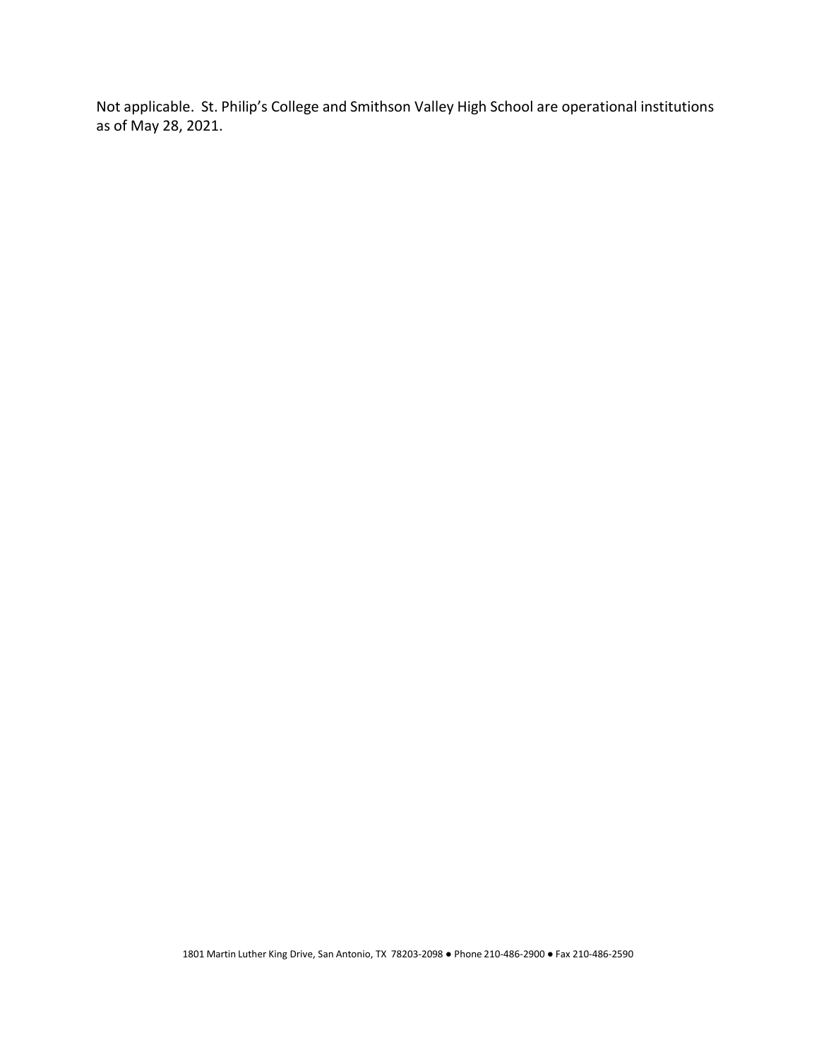Not applicable. St. Philip's College and Smithson Valley High School are operational institutions as of May 28, 2021.

1801 Martin Luther King Drive, San Antonio, TX 78203-2098 ● Phone 210-486-2900 ● Fax 210-486-2590